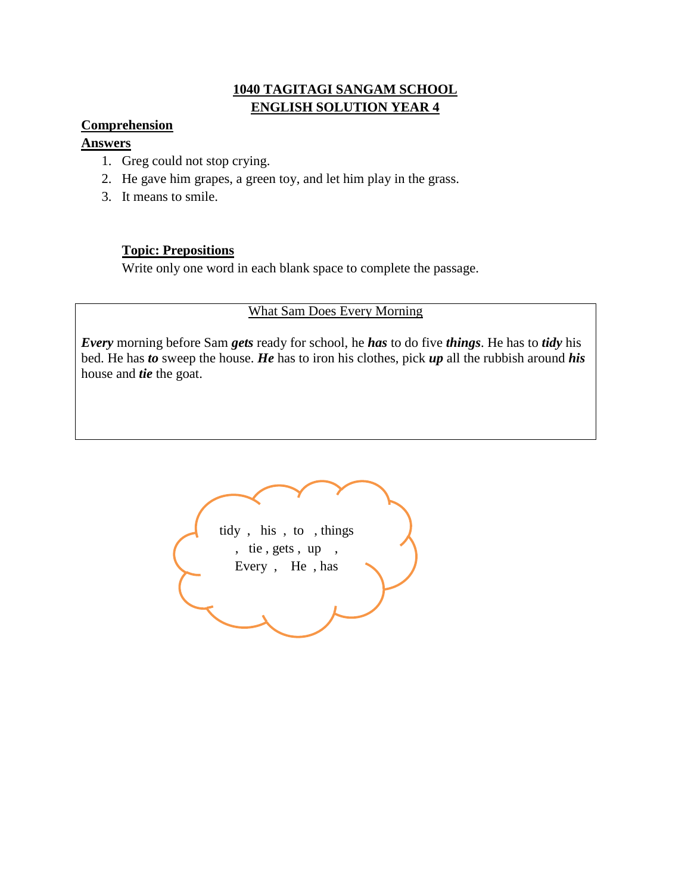**1040 TAGITAGI SANGAM SCHOOL**
**ENGLISH SOLUTION YEAR 4**

**Comprehension**

**Answers**

1. Greg could not stop crying.
2. He gave him grapes, a green toy, and let him play in the grass.
3. It means to smile.

**Topic: Prepositions**

Write only one word in each blank space to complete the passage.

What Sam Does Every Morning

***Every*** morning before Sam ***gets*** ready for school, he ***has*** to do five ***things***. He has to ***tidy*** his bed. He has ***to*** sweep the house. ***He*** has to iron his clothes, pick ***up*** all the rubbish around ***his*** house and ***tie*** the goat.

tidy , his , to , things , tie , gets , up , Every , He , has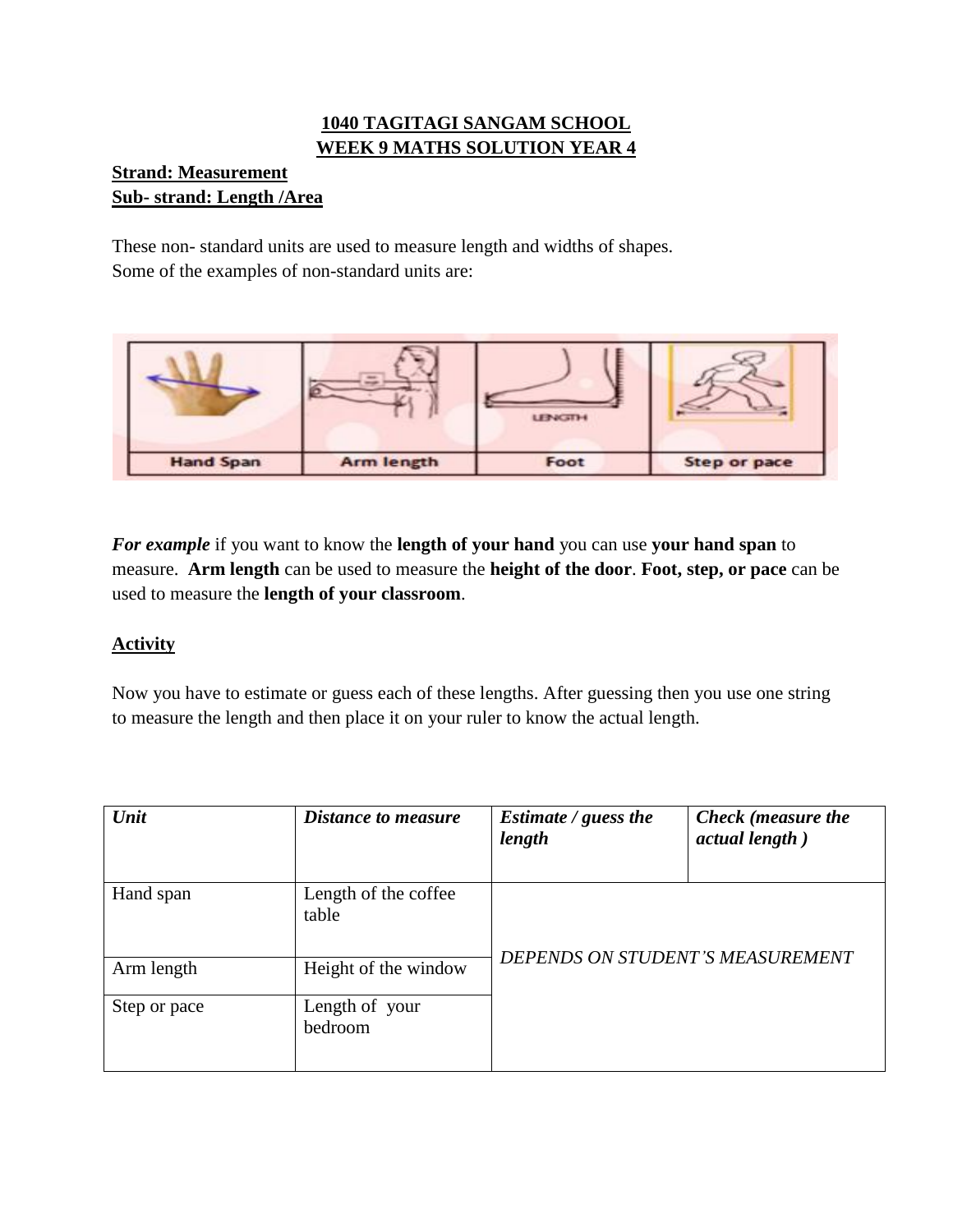**1040 TAGITAGI SANGAM SCHOOL**
**WEEK 9 MATHS SOLUTION YEAR 4**

**Strand: Measurement**
**Sub- strand: Length /Area**

These non- standard units are used to measure length and widths of shapes.
Some of the examples of non-standard units are:

| Hand Span | Arm length | Foot | Step or pace |
|---|---|---|---|

***For example*** if you want to know the **length of your hand** you can use **your hand span** to measure. **Arm length** can be used to measure the **height of the door**. **Foot, step, or pace** can be used to measure the **length of your classroom**.

**Activity**

Now you have to estimate or guess each of these lengths. After guessing then you use one string to measure the length and then place it on your ruler to know the actual length.

| ***Unit*** | ***Distance to measure*** | ***Estimate / guess the length*** | ***Check (measure the actual length )*** |
|---|---|---|---|
| Hand span | Length of the coffee table | *DEPENDS ON STUDENT'S MEASUREMENT* | |
| Arm length | Height of the window | | |
| Step or pace | Length of your bedroom | | |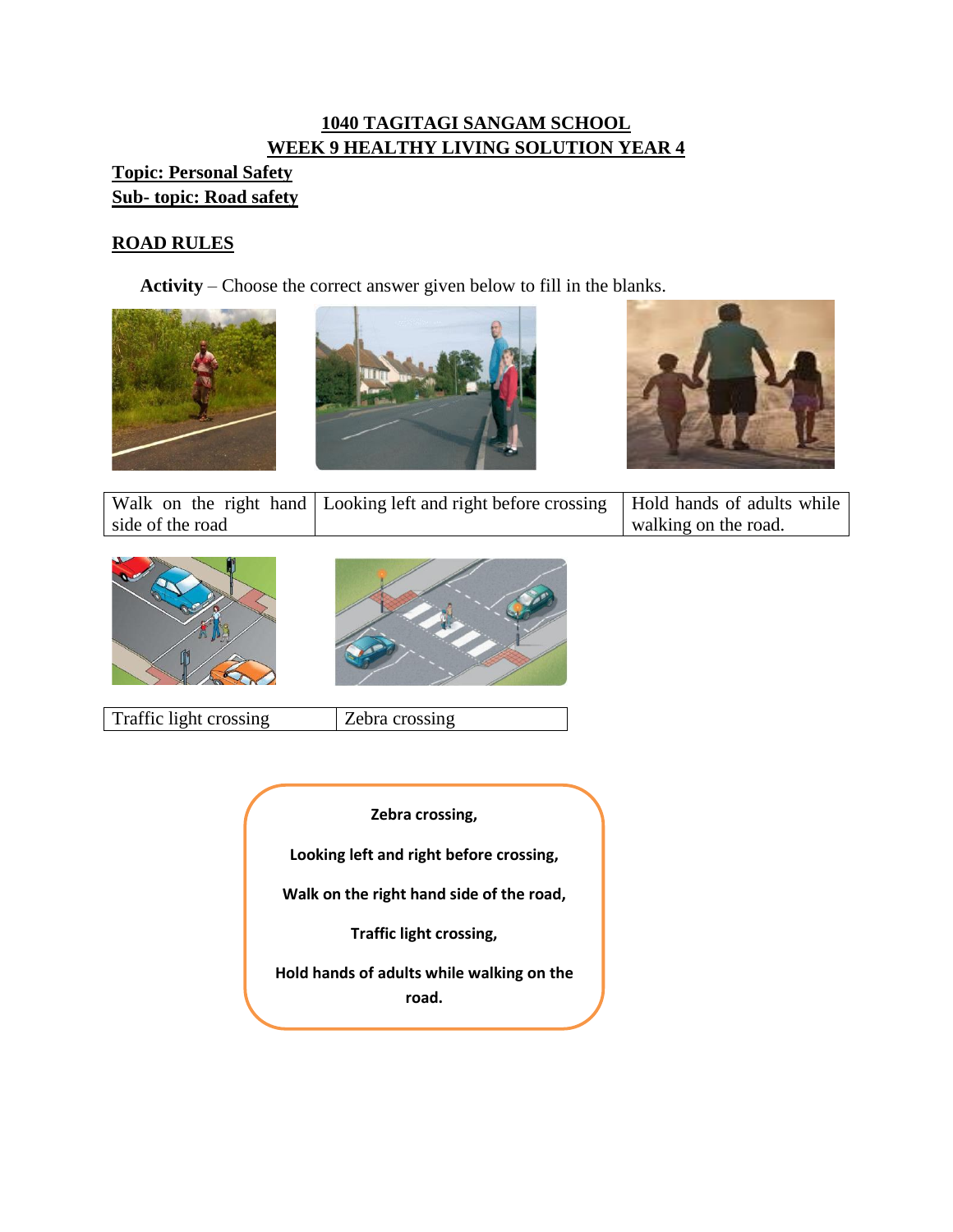# 1040 TAGITAGI SANGAM SCHOOL
# WEEK 9 HEALTHY LIVING SOLUTION YEAR 4

**Topic: Personal Safety**

**Sub- topic: Road safety**

## ROAD RULES

**Activity** – Choose the correct answer given below to fill in the blanks.

| Walk on the right hand side of the road | Looking left and right before crossing | Hold hands of adults while walking on the road. |
| --- | --- | --- |

| Traffic light crossing | Zebra crossing |
| --- | --- |

**Zebra crossing,**

**Looking left and right before crossing,**

**Walk on the right hand side of the road,**

**Traffic light crossing,**

**Hold hands of adults while walking on the road.**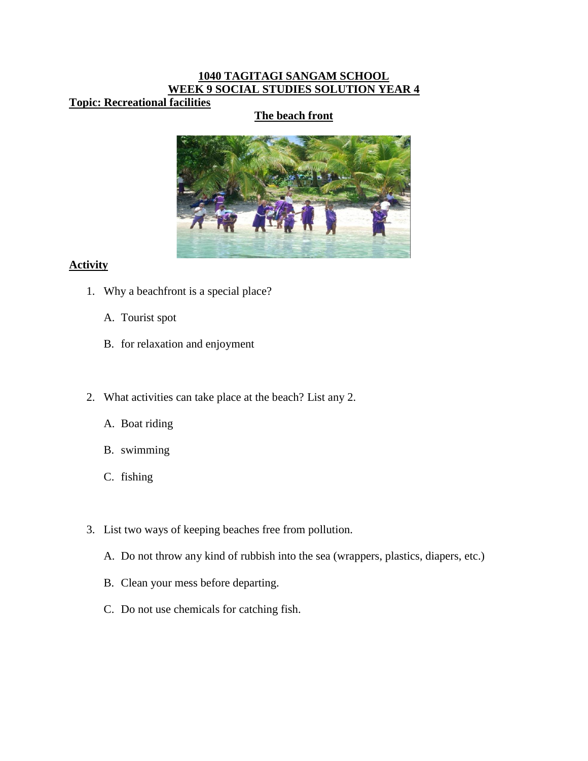**1040 TAGITAGI SANGAM SCHOOL**
**WEEK 9 SOCIAL STUDIES SOLUTION YEAR 4**

**Topic: Recreational facilities**

**The beach front**

**Activity**

1. Why a beachfront is a special place?

   A. Tourist spot

   B. for relaxation and enjoyment

2. What activities can take place at the beach? List any 2.

   A. Boat riding

   B. swimming

   C. fishing

3. List two ways of keeping beaches free from pollution.

   A. Do not throw any kind of rubbish into the sea (wrappers, plastics, diapers, etc.)

   B. Clean your mess before departing.

   C. Do not use chemicals for catching fish.